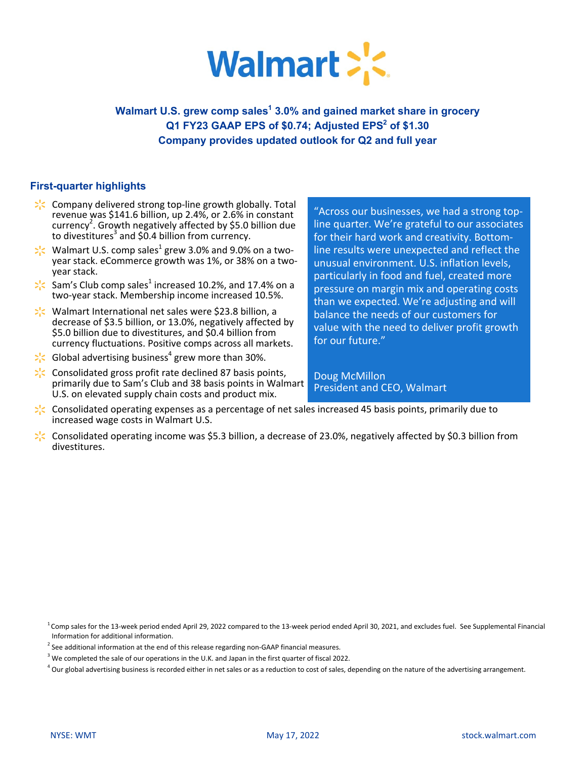# Walmart

## Walmart U.S. grew comp sales[1] 3.0% and gained market share in grocery
## Q1 FY23 GAAP EPS of $0.74; Adjusted EPS[2] of $1.30
## Company provides updated outlook for Q2 and full year

### First-quarter highlights

- Company delivered strong top-line growth globally. Total revenue was $141.6 billion, up 2.4%, or 2.6% in constant currency[2]. Growth negatively affected by $5.0 billion due to divestitures[3] and $0.4 billion from currency.
- Walmart U.S. comp sales[1] grew 3.0% and 9.0% on a two-year stack. eCommerce growth was 1%, or 38% on a two-year stack.
- Sam's Club comp sales[1] increased 10.2%, and 17.4% on a two-year stack. Membership income increased 10.5%.
- Walmart International net sales were $23.8 billion, a decrease of $3.5 billion, or 13.0%, negatively affected by $5.0 billion due to divestitures, and $0.4 billion from currency fluctuations. Positive comps across all markets.
- Global advertising business[4] grew more than 30%.
- Consolidated gross profit rate declined 87 basis points, primarily due to Sam's Club and 38 basis points in Walmart U.S. on elevated supply chain costs and product mix.
- Consolidated operating expenses as a percentage of net sales increased 45 basis points, primarily due to increased wage costs in Walmart U.S.
- Consolidated operating income was $5.3 billion, a decrease of 23.0%, negatively affected by $0.3 billion from divestitures.

> "Across our businesses, we had a strong top-line quarter. We're grateful to our associates for their hard work and creativity. Bottom-line results were unexpected and reflect the unusual environment. U.S. inflation levels, particularly in food and fuel, created more pressure on margin mix and operating costs than we expected. We're adjusting and will balance the needs of our customers for value with the need to deliver profit growth for our future."
>
> Doug McMillon
> President and CEO, Walmart

[1] Comp sales for the 13-week period ended April 29, 2022 compared to the 13-week period ended April 30, 2021, and excludes fuel. See Supplemental Financial Information for additional information.

[2] See additional information at the end of this release regarding non-GAAP financial measures.

[3] We completed the sale of our operations in the U.K. and Japan in the first quarter of fiscal 2022.

[4] Our global advertising business is recorded either in net sales or as a reduction to cost of sales, depending on the nature of the advertising arrangement.

NYSE: WMT | May 17, 2022 | stock.walmart.com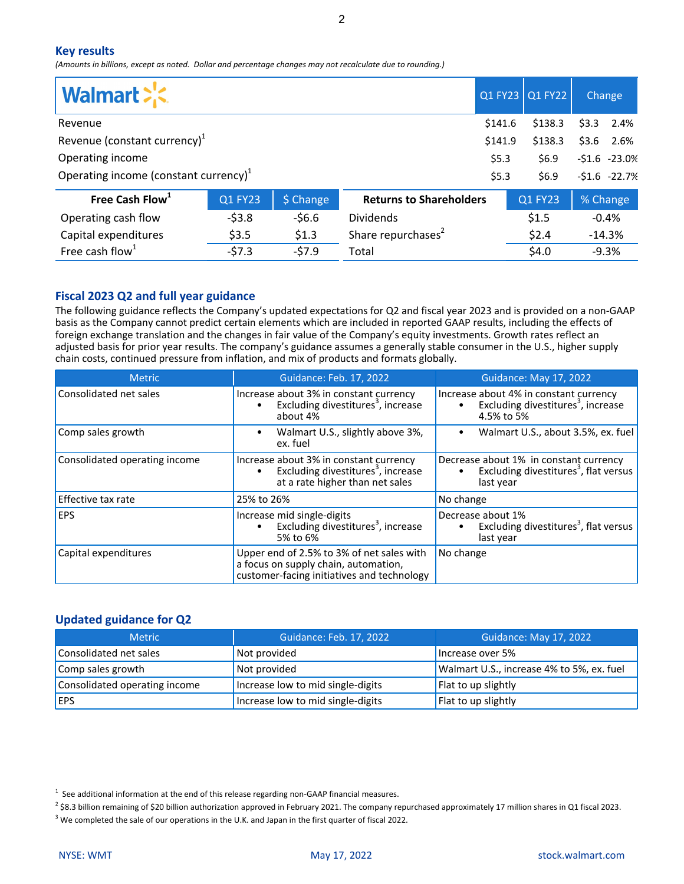## Key results

*(Amounts in billions, except as noted. Dollar and percentage changes may not recalculate due to rounding.)*

| Walmart | Q1 FY23 | Q1 FY22 | Change | |
|---|---|---|---|---|
| Revenue | $141.6 | $138.3 | $3.3 | 2.4% |
| Revenue (constant currency)[1] | $141.9 | $138.3 | $3.6 | 2.6% |
| Operating income | $5.3 | $6.9 | -$1.6 | -23.0% |
| Operating income (constant currency)[1] | $5.3 | $6.9 | -$1.6 | -22.7% |

| Free Cash Flow[1] | Q1 FY23 | $ Change |
|---|---|---|
| Operating cash flow | -$3.8 | -$6.6 |
| Capital expenditures | $3.5 | $1.3 |
| Free cash flow[1] | -$7.3 | -$7.9 |

| Returns to Shareholders | Q1 FY23 | % Change |
|---|---|---|
| Dividends | $1.5 | -0.4% |
| Share repurchases[2] | $2.4 | -14.3% |
| Total | $4.0 | -9.3% |

## Fiscal 2023 Q2 and full year guidance

The following guidance reflects the Company's updated expectations for Q2 and fiscal year 2023 and is provided on a non-GAAP basis as the Company cannot predict certain elements which are included in reported GAAP results, including the effects of foreign exchange translation and the changes in fair value of the Company's equity investments. Growth rates reflect an adjusted basis for prior year results. The company's guidance assumes a generally stable consumer in the U.S., higher supply chain costs, continued pressure from inflation, and mix of products and formats globally.

| Metric | Guidance: Feb. 17, 2022 | Guidance: May 17, 2022 |
|---|---|---|
| Consolidated net sales | Increase about 3% in constant currency<br>• Excluding divestitures[3], increase about 4% | Increase about 4% in constant currency<br>• Excluding divestitures[3], increase 4.5% to 5% |
| Comp sales growth | • Walmart U.S., slightly above 3%, ex. fuel | • Walmart U.S., about 3.5%, ex. fuel |
| Consolidated operating income | Increase about 3% in constant currency<br>• Excluding divestitures[3], increase at a rate higher than net sales | Decrease about 1% in constant currency<br>• Excluding divestitures[3], flat versus last year |
| Effective tax rate | 25% to 26% | No change |
| EPS | Increase mid single-digits<br>• Excluding divestitures[3], increase 5% to 6% | Decrease about 1%<br>• Excluding divestitures[3], flat versus last year |
| Capital expenditures | Upper end of 2.5% to 3% of net sales with a focus on supply chain, automation, customer-facing initiatives and technology | No change |

## Updated guidance for Q2

| Metric | Guidance: Feb. 17, 2022 | Guidance: May 17, 2022 |
|---|---|---|
| Consolidated net sales | Not provided | Increase over 5% |
| Comp sales growth | Not provided | Walmart U.S., increase 4% to 5%, ex. fuel |
| Consolidated operating income | Increase low to mid single-digits | Flat to up slightly |
| EPS | Increase low to mid single-digits | Flat to up slightly |

[1] See additional information at the end of this release regarding non-GAAP financial measures.

[2] $8.3 billion remaining of $20 billion authorization approved in February 2021. The company repurchased approximately 17 million shares in Q1 fiscal 2023.

[3] We completed the sale of our operations in the U.K. and Japan in the first quarter of fiscal 2022.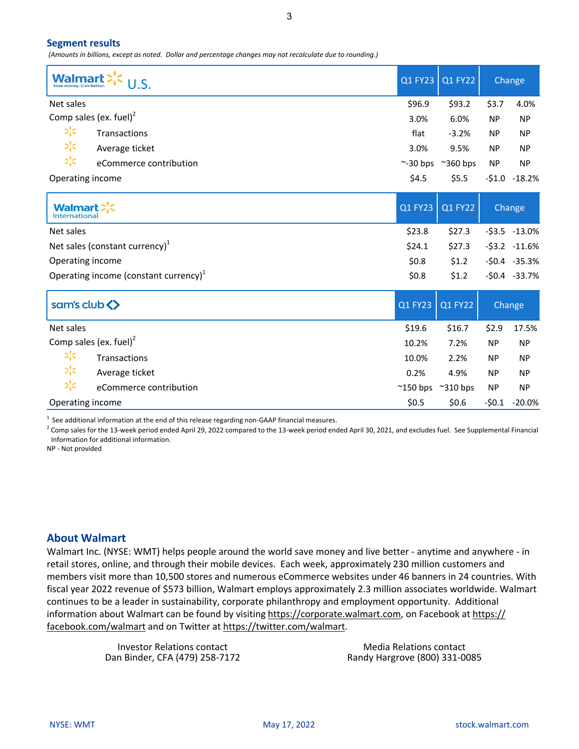## Segment results

*(Amounts in billions, except as noted. Dollar and percentage changes may not recalculate due to rounding.)*

| Walmart U.S. | Q1 FY23 | Q1 FY22 | Change | |
|---|---|---|---|---|
| Net sales | $96.9 | $93.2 | $3.7 | 4.0% |
| Comp sales (ex. fuel)[2] | 3.0% | 6.0% | NP | NP |
| Transactions | flat | -3.2% | NP | NP |
| Average ticket | 3.0% | 9.5% | NP | NP |
| eCommerce contribution | ~-30 bps | ~360 bps | NP | NP |
| Operating income | $4.5 | $5.5 | -$1.0 | -18.2% |

| Walmart International | Q1 FY23 | Q1 FY22 | Change | |
|---|---|---|---|---|
| Net sales | $23.8 | $27.3 | -$3.5 | -13.0% |
| Net sales (constant currency)[1] | $24.1 | $27.3 | -$3.2 | -11.6% |
| Operating income | $0.8 | $1.2 | -$0.4 | -35.3% |
| Operating income (constant currency)[1] | $0.8 | $1.2 | -$0.4 | -33.7% |

| sam's club | Q1 FY23 | Q1 FY22 | Change | |
|---|---|---|---|---|
| Net sales | $19.6 | $16.7 | $2.9 | 17.5% |
| Comp sales (ex. fuel)[2] | 10.2% | 7.2% | NP | NP |
| Transactions | 10.0% | 2.2% | NP | NP |
| Average ticket | 0.2% | 4.9% | NP | NP |
| eCommerce contribution | ~150 bps | ~310 bps | NP | NP |
| Operating income | $0.5 | $0.6 | -$0.1 | -20.0% |

[1] See additional information at the end of this release regarding non-GAAP financial measures.

[2] Comp sales for the 13-week period ended April 29, 2022 compared to the 13-week period ended April 30, 2021, and excludes fuel. See Supplemental Financial Information for additional information.

NP - Not provided

## About Walmart

Walmart Inc. (NYSE: WMT) helps people around the world save money and live better - anytime and anywhere - in retail stores, online, and through their mobile devices. Each week, approximately 230 million customers and members visit more than 10,500 stores and numerous eCommerce websites under 46 banners in 24 countries. With fiscal year 2022 revenue of $573 billion, Walmart employs approximately 2.3 million associates worldwide. Walmart continues to be a leader in sustainability, corporate philanthropy and employment opportunity. Additional information about Walmart can be found by visiting https://corporate.walmart.com, on Facebook at https://facebook.com/walmart and on Twitter at https://twitter.com/walmart.

Investor Relations contact
Dan Binder, CFA (479) 258-7172

Media Relations contact
Randy Hargrove (800) 331-0085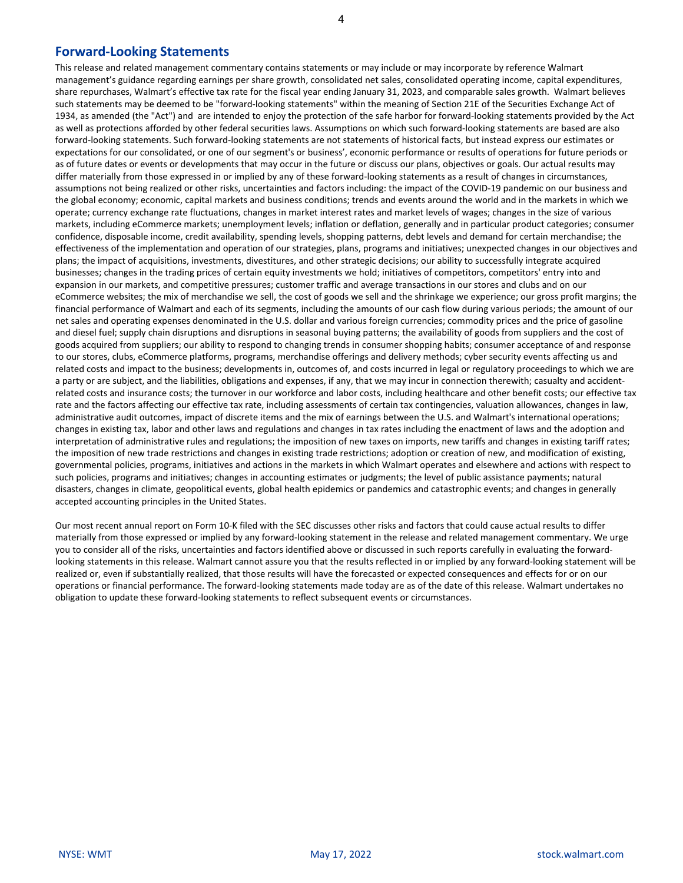## Forward-Looking Statements

This release and related management commentary contains statements or may include or may incorporate by reference Walmart management's guidance regarding earnings per share growth, consolidated net sales, consolidated operating income, capital expenditures, share repurchases, Walmart's effective tax rate for the fiscal year ending January 31, 2023, and comparable sales growth. Walmart believes such statements may be deemed to be "forward-looking statements" within the meaning of Section 21E of the Securities Exchange Act of 1934, as amended (the "Act") and are intended to enjoy the protection of the safe harbor for forward-looking statements provided by the Act as well as protections afforded by other federal securities laws. Assumptions on which such forward-looking statements are based are also forward-looking statements. Such forward-looking statements are not statements of historical facts, but instead express our estimates or expectations for our consolidated, or one of our segment's or business', economic performance or results of operations for future periods or as of future dates or events or developments that may occur in the future or discuss our plans, objectives or goals. Our actual results may differ materially from those expressed in or implied by any of these forward-looking statements as a result of changes in circumstances, assumptions not being realized or other risks, uncertainties and factors including: the impact of the COVID-19 pandemic on our business and the global economy; economic, capital markets and business conditions; trends and events around the world and in the markets in which we operate; currency exchange rate fluctuations, changes in market interest rates and market levels of wages; changes in the size of various markets, including eCommerce markets; unemployment levels; inflation or deflation, generally and in particular product categories; consumer confidence, disposable income, credit availability, spending levels, shopping patterns, debt levels and demand for certain merchandise; the effectiveness of the implementation and operation of our strategies, plans, programs and initiatives; unexpected changes in our objectives and plans; the impact of acquisitions, investments, divestitures, and other strategic decisions; our ability to successfully integrate acquired businesses; changes in the trading prices of certain equity investments we hold; initiatives of competitors, competitors' entry into and expansion in our markets, and competitive pressures; customer traffic and average transactions in our stores and clubs and on our eCommerce websites; the mix of merchandise we sell, the cost of goods we sell and the shrinkage we experience; our gross profit margins; the financial performance of Walmart and each of its segments, including the amounts of our cash flow during various periods; the amount of our net sales and operating expenses denominated in the U.S. dollar and various foreign currencies; commodity prices and the price of gasoline and diesel fuel; supply chain disruptions and disruptions in seasonal buying patterns; the availability of goods from suppliers and the cost of goods acquired from suppliers; our ability to respond to changing trends in consumer shopping habits; consumer acceptance of and response to our stores, clubs, eCommerce platforms, programs, merchandise offerings and delivery methods; cyber security events affecting us and related costs and impact to the business; developments in, outcomes of, and costs incurred in legal or regulatory proceedings to which we are a party or are subject, and the liabilities, obligations and expenses, if any, that we may incur in connection therewith; casualty and accident-related costs and insurance costs; the turnover in our workforce and labor costs, including healthcare and other benefit costs; our effective tax rate and the factors affecting our effective tax rate, including assessments of certain tax contingencies, valuation allowances, changes in law, administrative audit outcomes, impact of discrete items and the mix of earnings between the U.S. and Walmart's international operations; changes in existing tax, labor and other laws and regulations and changes in tax rates including the enactment of laws and the adoption and interpretation of administrative rules and regulations; the imposition of new taxes on imports, new tariffs and changes in existing tariff rates; the imposition of new trade restrictions and changes in existing trade restrictions; adoption or creation of new, and modification of existing, governmental policies, programs, initiatives and actions in the markets in which Walmart operates and elsewhere and actions with respect to such policies, programs and initiatives; changes in accounting estimates or judgments; the level of public assistance payments; natural disasters, changes in climate, geopolitical events, global health epidemics or pandemics and catastrophic events; and changes in generally accepted accounting principles in the United States.

Our most recent annual report on Form 10-K filed with the SEC discusses other risks and factors that could cause actual results to differ materially from those expressed or implied by any forward-looking statement in the release and related management commentary. We urge you to consider all of the risks, uncertainties and factors identified above or discussed in such reports carefully in evaluating the forward-looking statements in this release. Walmart cannot assure you that the results reflected in or implied by any forward-looking statement will be realized or, even if substantially realized, that those results will have the forecasted or expected consequences and effects for or on our operations or financial performance. The forward-looking statements made today are as of the date of this release. Walmart undertakes no obligation to update these forward-looking statements to reflect subsequent events or circumstances.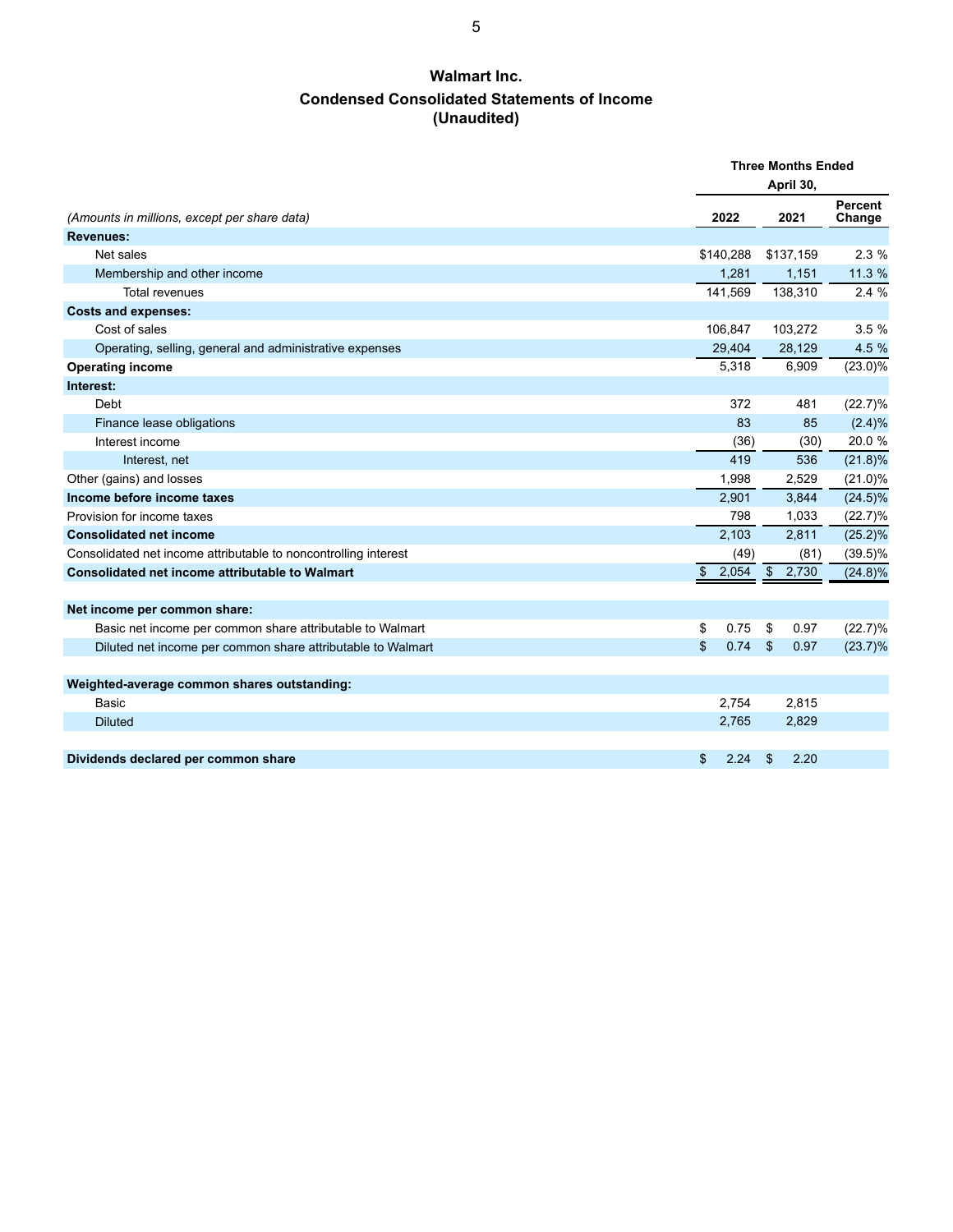# Walmart Inc.

## Condensed Consolidated Statements of Income

## (Unaudited)

| *(Amounts in millions, except per share data)* | Three Months Ended April 30, 2022 | 2021 | Percent Change |
|---|---|---|---|
| **Revenues:** | | | |
| Net sales | $140,288 | $137,159 | 2.3 % |
| Membership and other income | 1,281 | 1,151 | 11.3 % |
| Total revenues | 141,569 | 138,310 | 2.4 % |
| **Costs and expenses:** | | | |
| Cost of sales | 106,847 | 103,272 | 3.5 % |
| Operating, selling, general and administrative expenses | 29,404 | 28,129 | 4.5 % |
| **Operating income** | 5,318 | 6,909 | (23.0)% |
| **Interest:** | | | |
| Debt | 372 | 481 | (22.7)% |
| Finance lease obligations | 83 | 85 | (2.4)% |
| Interest income | (36) | (30) | 20.0 % |
| Interest, net | 419 | 536 | (21.8)% |
| Other (gains) and losses | 1,998 | 2,529 | (21.0)% |
| **Income before income taxes** | 2,901 | 3,844 | (24.5)% |
| Provision for income taxes | 798 | 1,033 | (22.7)% |
| **Consolidated net income** | 2,103 | 2,811 | (25.2)% |
| Consolidated net income attributable to noncontrolling interest | (49) | (81) | (39.5)% |
| **Consolidated net income attributable to Walmart** | $ 2,054 | $ 2,730 | (24.8)% |
| | | | |
| **Net income per common share:** | | | |
| Basic net income per common share attributable to Walmart | $ 0.75 | $ 0.97 | (22.7)% |
| Diluted net income per common share attributable to Walmart | $ 0.74 | $ 0.97 | (23.7)% |
| | | | |
| **Weighted-average common shares outstanding:** | | | |
| Basic | 2,754 | 2,815 | |
| Diluted | 2,765 | 2,829 | |
| | | | |
| **Dividends declared per common share** | $ 2.24 | $ 2.20 | |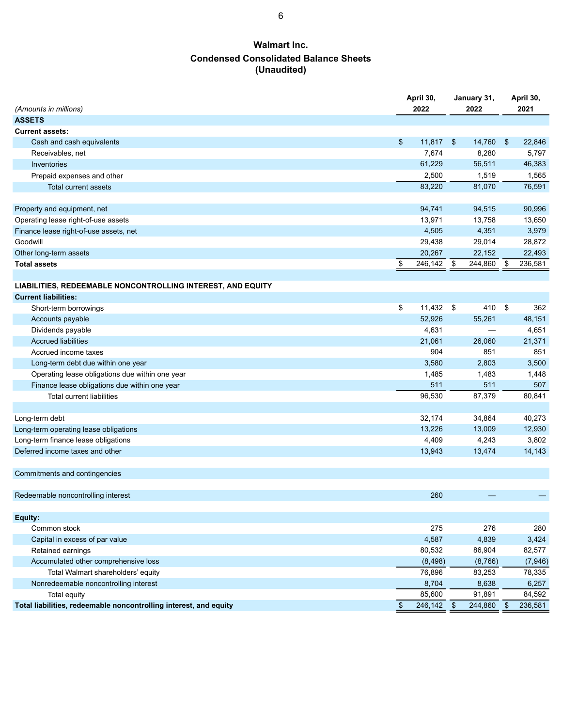# Walmart Inc.

## Condensed Consolidated Balance Sheets

## (Unaudited)

| *(Amounts in millions)* | April 30, 2022 | January 31, 2022 | April 30, 2021 |
|---|---|---|---|
| **ASSETS** | | | |
| **Current assets:** | | | |
| Cash and cash equivalents | $ 11,817 | $ 14,760 | $ 22,846 |
| Receivables, net | 7,674 | 8,280 | 5,797 |
| Inventories | 61,229 | 56,511 | 46,383 |
| Prepaid expenses and other | 2,500 | 1,519 | 1,565 |
| Total current assets | 83,220 | 81,070 | 76,591 |
| | | | |
| Property and equipment, net | 94,741 | 94,515 | 90,996 |
| Operating lease right-of-use assets | 13,971 | 13,758 | 13,650 |
| Finance lease right-of-use assets, net | 4,505 | 4,351 | 3,979 |
| Goodwill | 29,438 | 29,014 | 28,872 |
| Other long-term assets | 20,267 | 22,152 | 22,493 |
| **Total assets** | $ 246,142 | $ 244,860 | $ 236,581 |
| | | | |
| **LIABILITIES, REDEEMABLE NONCONTROLLING INTEREST, AND EQUITY** | | | |
| **Current liabilities:** | | | |
| Short-term borrowings | $ 11,432 | $ 410 | $ 362 |
| Accounts payable | 52,926 | 55,261 | 48,151 |
| Dividends payable | 4,631 | — | 4,651 |
| Accrued liabilities | 21,061 | 26,060 | 21,371 |
| Accrued income taxes | 904 | 851 | 851 |
| Long-term debt due within one year | 3,580 | 2,803 | 3,500 |
| Operating lease obligations due within one year | 1,485 | 1,483 | 1,448 |
| Finance lease obligations due within one year | 511 | 511 | 507 |
| Total current liabilities | 96,530 | 87,379 | 80,841 |
| | | | |
| Long-term debt | 32,174 | 34,864 | 40,273 |
| Long-term operating lease obligations | 13,226 | 13,009 | 12,930 |
| Long-term finance lease obligations | 4,409 | 4,243 | 3,802 |
| Deferred income taxes and other | 13,943 | 13,474 | 14,143 |
| | | | |
| Commitments and contingencies | | | |
| | | | |
| Redeemable noncontrolling interest | 260 | — | — |
| | | | |
| **Equity:** | | | |
| Common stock | 275 | 276 | 280 |
| Capital in excess of par value | 4,587 | 4,839 | 3,424 |
| Retained earnings | 80,532 | 86,904 | 82,577 |
| Accumulated other comprehensive loss | (8,498) | (8,766) | (7,946) |
| Total Walmart shareholders' equity | 76,896 | 83,253 | 78,335 |
| Nonredeemable noncontrolling interest | 8,704 | 8,638 | 6,257 |
| Total equity | 85,600 | 91,891 | 84,592 |
| **Total liabilities, redeemable noncontrolling interest, and equity** | $ 246,142 | $ 244,860 | $ 236,581 |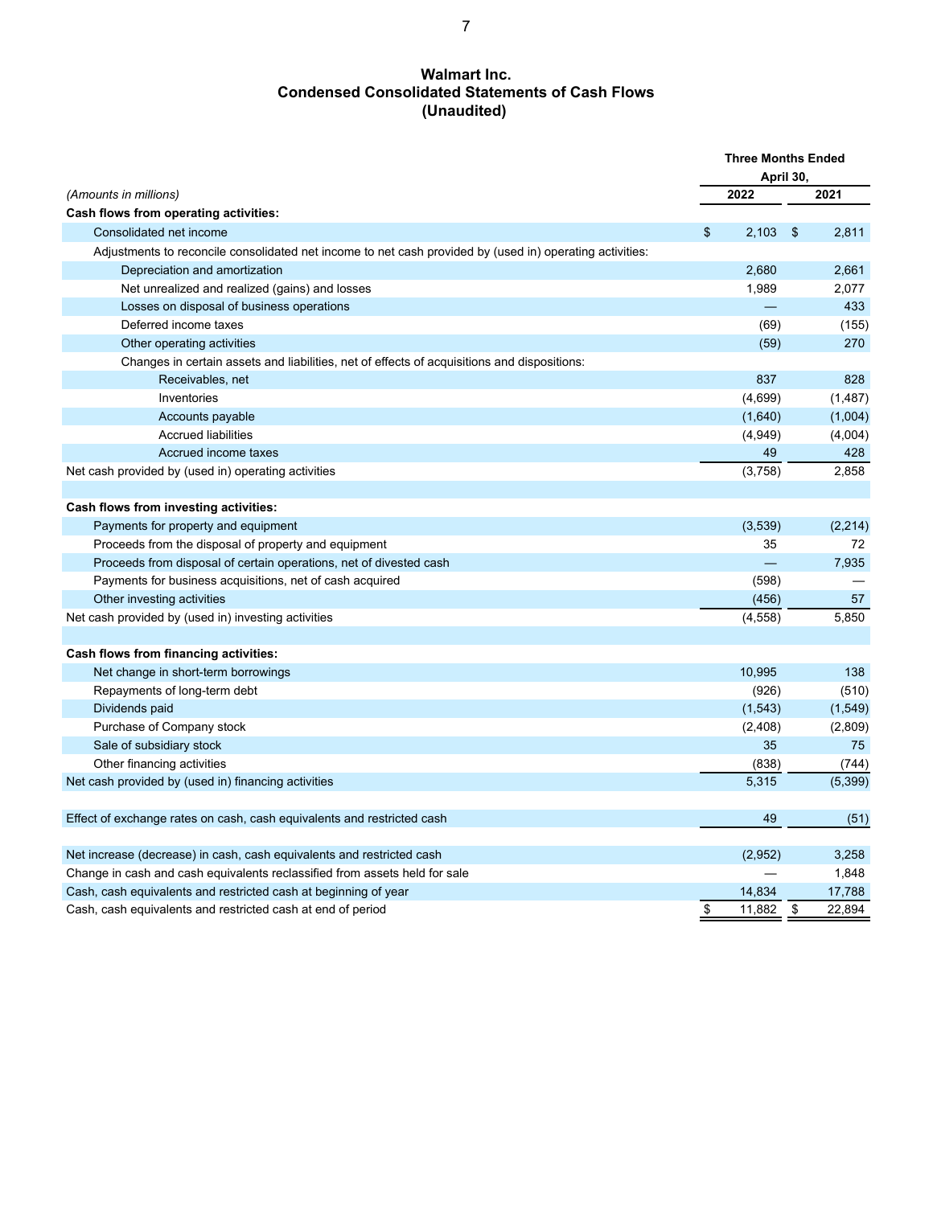# Walmart Inc.
## Condensed Consolidated Statements of Cash Flows
## (Unaudited)

| *(Amounts in millions)* | Three Months Ended April 30, 2022 | 2021 |
|---|---|---|
| **Cash flows from operating activities:** | | |
| Consolidated net income | $ 2,103 | $ 2,811 |
| Adjustments to reconcile consolidated net income to net cash provided by (used in) operating activities: | | |
| Depreciation and amortization | 2,680 | 2,661 |
| Net unrealized and realized (gains) and losses | 1,989 | 2,077 |
| Losses on disposal of business operations | — | 433 |
| Deferred income taxes | (69) | (155) |
| Other operating activities | (59) | 270 |
| Changes in certain assets and liabilities, net of effects of acquisitions and dispositions: | | |
| Receivables, net | 837 | 828 |
| Inventories | (4,699) | (1,487) |
| Accounts payable | (1,640) | (1,004) |
| Accrued liabilities | (4,949) | (4,004) |
| Accrued income taxes | 49 | 428 |
| Net cash provided by (used in) operating activities | (3,758) | 2,858 |
| | | |
| **Cash flows from investing activities:** | | |
| Payments for property and equipment | (3,539) | (2,214) |
| Proceeds from the disposal of property and equipment | 35 | 72 |
| Proceeds from disposal of certain operations, net of divested cash | — | 7,935 |
| Payments for business acquisitions, net of cash acquired | (598) | — |
| Other investing activities | (456) | 57 |
| Net cash provided by (used in) investing activities | (4,558) | 5,850 |
| | | |
| **Cash flows from financing activities:** | | |
| Net change in short-term borrowings | 10,995 | 138 |
| Repayments of long-term debt | (926) | (510) |
| Dividends paid | (1,543) | (1,549) |
| Purchase of Company stock | (2,408) | (2,809) |
| Sale of subsidiary stock | 35 | 75 |
| Other financing activities | (838) | (744) |
| Net cash provided by (used in) financing activities | 5,315 | (5,399) |
| | | |
| Effect of exchange rates on cash, cash equivalents and restricted cash | 49 | (51) |
| | | |
| Net increase (decrease) in cash, cash equivalents and restricted cash | (2,952) | 3,258 |
| Change in cash and cash equivalents reclassified from assets held for sale | — | 1,848 |
| Cash, cash equivalents and restricted cash at beginning of year | 14,834 | 17,788 |
| Cash, cash equivalents and restricted cash at end of period | $ 11,882 | $ 22,894 |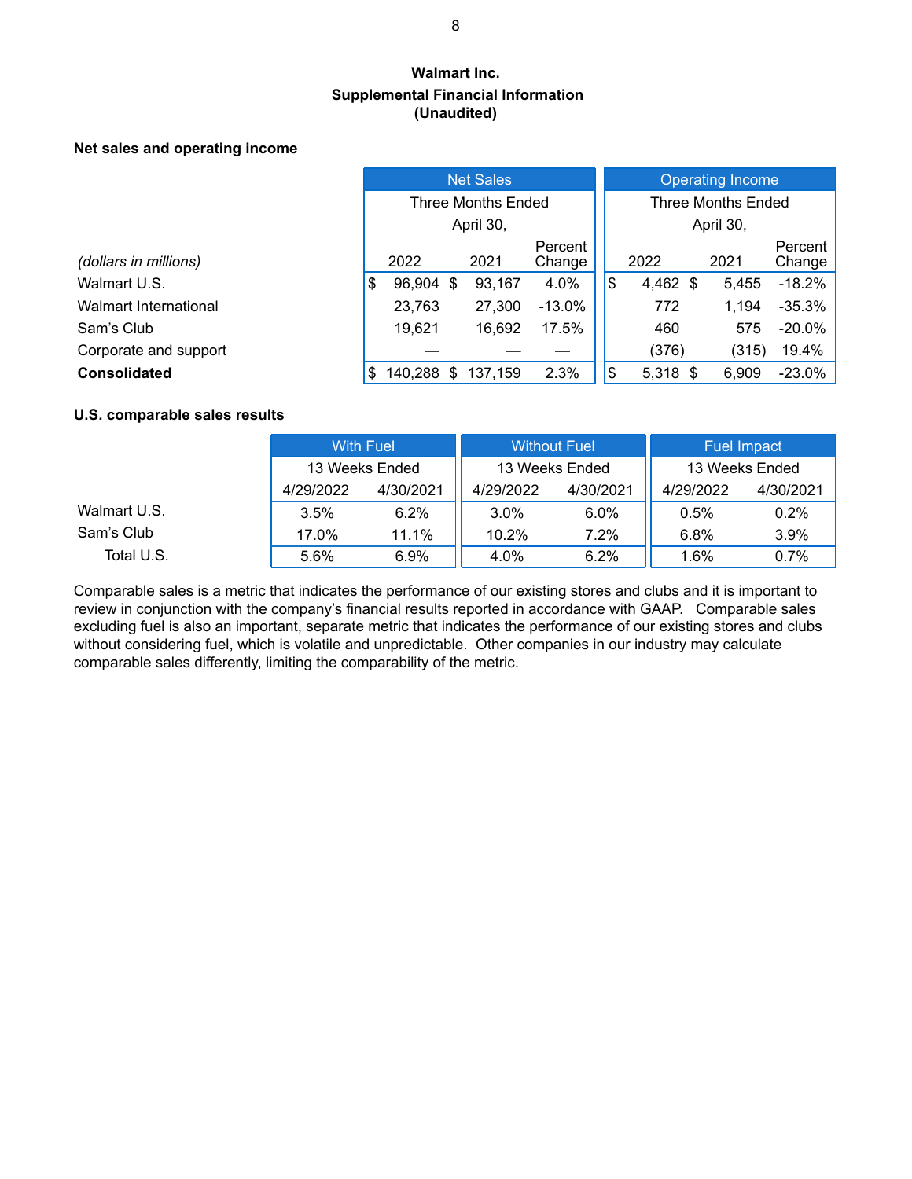# Walmart Inc.

## Supplemental Financial Information
## (Unaudited)

### Net sales and operating income

| | Net Sales | | | Operating Income | | |
|---|---|---|---|---|---|---|
| | Three Months Ended April 30, | | | Three Months Ended April 30, | | |
| *(dollars in millions)* | 2022 | 2021 | Percent Change | 2022 | 2021 | Percent Change |
| Walmart U.S. | $ 96,904 | $ 93,167 | 4.0% | $ 4,462 | $ 5,455 | -18.2% |
| Walmart International | 23,763 | 27,300 | -13.0% | 772 | 1,194 | -35.3% |
| Sam's Club | 19,621 | 16,692 | 17.5% | 460 | 575 | -20.0% |
| Corporate and support | — | — | — | (376) | (315) | 19.4% |
| **Consolidated** | $ 140,288 | $ 137,159 | 2.3% | $ 5,318 | $ 6,909 | -23.0% |

### U.S. comparable sales results

| | With Fuel | | Without Fuel | | Fuel Impact | |
|---|---|---|---|---|---|---|
| | 13 Weeks Ended | | 13 Weeks Ended | | 13 Weeks Ended | |
| | 4/29/2022 | 4/30/2021 | 4/29/2022 | 4/30/2021 | 4/29/2022 | 4/30/2021 |
| Walmart U.S. | 3.5% | 6.2% | 3.0% | 6.0% | 0.5% | 0.2% |
| Sam's Club | 17.0% | 11.1% | 10.2% | 7.2% | 6.8% | 3.9% |
| Total U.S. | 5.6% | 6.9% | 4.0% | 6.2% | 1.6% | 0.7% |

Comparable sales is a metric that indicates the performance of our existing stores and clubs and it is important to review in conjunction with the company's financial results reported in accordance with GAAP. Comparable sales excluding fuel is also an important, separate metric that indicates the performance of our existing stores and clubs without considering fuel, which is volatile and unpredictable. Other companies in our industry may calculate comparable sales differently, limiting the comparability of the metric.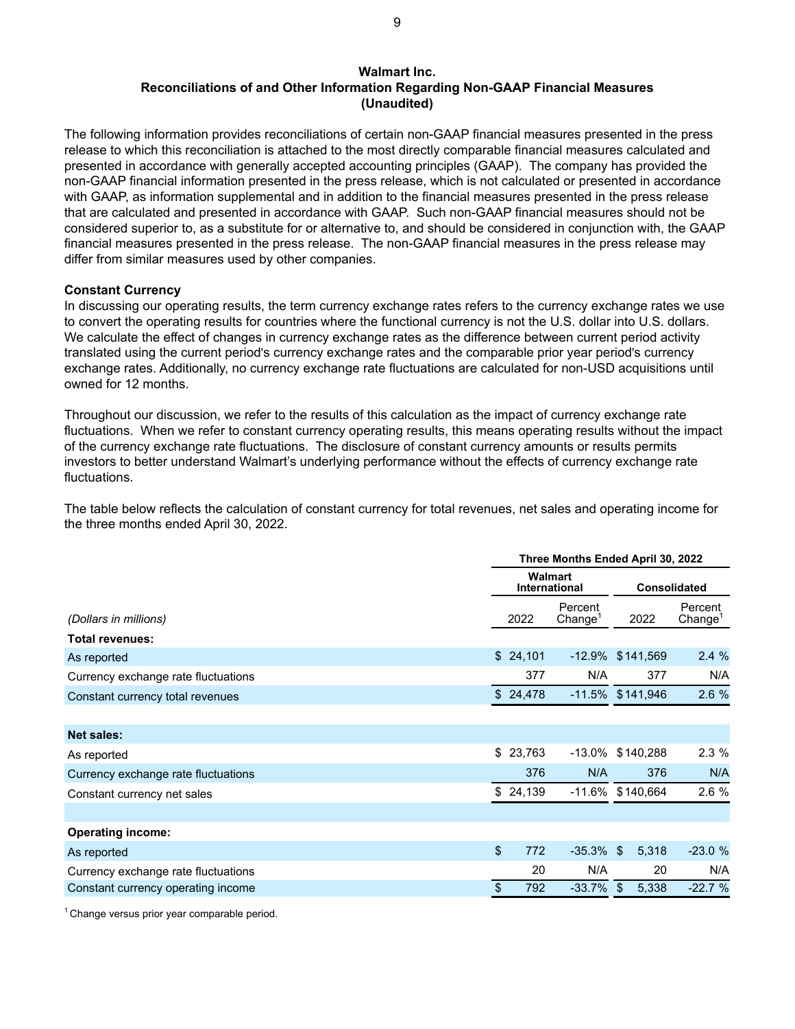## Walmart Inc.
## Reconciliations of and Other Information Regarding Non-GAAP Financial Measures
## (Unaudited)

The following information provides reconciliations of certain non-GAAP financial measures presented in the press release to which this reconciliation is attached to the most directly comparable financial measures calculated and presented in accordance with generally accepted accounting principles (GAAP). The company has provided the non-GAAP financial information presented in the press release, which is not calculated or presented in accordance with GAAP, as information supplemental and in addition to the financial measures presented in the press release that are calculated and presented in accordance with GAAP. Such non-GAAP financial measures should not be considered superior to, as a substitute for or alternative to, and should be considered in conjunction with, the GAAP financial measures presented in the press release. The non-GAAP financial measures in the press release may differ from similar measures used by other companies.

**Constant Currency**

In discussing our operating results, the term currency exchange rates refers to the currency exchange rates we use to convert the operating results for countries where the functional currency is not the U.S. dollar into U.S. dollars. We calculate the effect of changes in currency exchange rates as the difference between current period activity translated using the current period's currency exchange rates and the comparable prior year period's currency exchange rates. Additionally, no currency exchange rate fluctuations are calculated for non-USD acquisitions until owned for 12 months.

Throughout our discussion, we refer to the results of this calculation as the impact of currency exchange rate fluctuations. When we refer to constant currency operating results, this means operating results without the impact of the currency exchange rate fluctuations. The disclosure of constant currency amounts or results permits investors to better understand Walmart's underlying performance without the effects of currency exchange rate fluctuations.

The table below reflects the calculation of constant currency for total revenues, net sales and operating income for the three months ended April 30, 2022.

| | Three Months Ended April 30, 2022 | | | |
|---|---|---|---|---|
| | Walmart International | | Consolidated | |
| *(Dollars in millions)* | 2022 | Percent Change[1] | 2022 | Percent Change[1] |
| **Total revenues:** | | | | |
| As reported | $ 24,101 | -12.9% | $141,569 | 2.4 % |
| Currency exchange rate fluctuations | 377 | N/A | 377 | N/A |
| Constant currency total revenues | $ 24,478 | -11.5% | $141,946 | 2.6 % |
| | | | | |
| **Net sales:** | | | | |
| As reported | $ 23,763 | -13.0% | $140,288 | 2.3 % |
| Currency exchange rate fluctuations | 376 | N/A | 376 | N/A |
| Constant currency net sales | $ 24,139 | -11.6% | $140,664 | 2.6 % |
| | | | | |
| **Operating income:** | | | | |
| As reported | $ 772 | -35.3% | $ 5,318 | -23.0 % |
| Currency exchange rate fluctuations | 20 | N/A | 20 | N/A |
| Constant currency operating income | $ 792 | -33.7% | $ 5,338 | -22.7 % |

[1] Change versus prior year comparable period.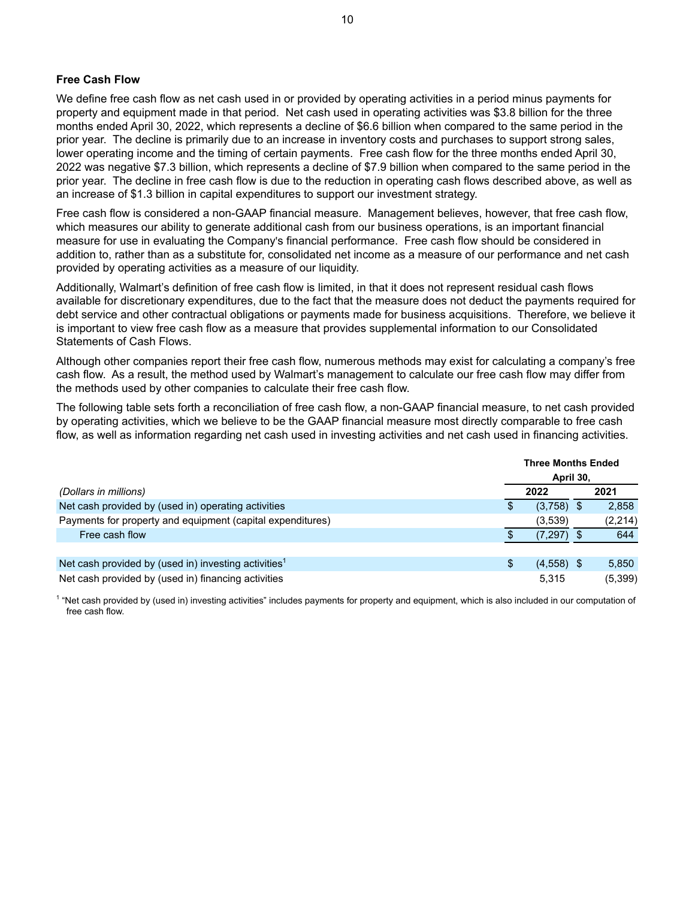## Free Cash Flow

We define free cash flow as net cash used in or provided by operating activities in a period minus payments for property and equipment made in that period. Net cash used in operating activities was $3.8 billion for the three months ended April 30, 2022, which represents a decline of $6.6 billion when compared to the same period in the prior year. The decline is primarily due to an increase in inventory costs and purchases to support strong sales, lower operating income and the timing of certain payments. Free cash flow for the three months ended April 30, 2022 was negative $7.3 billion, which represents a decline of $7.9 billion when compared to the same period in the prior year. The decline in free cash flow is due to the reduction in operating cash flows described above, as well as an increase of $1.3 billion in capital expenditures to support our investment strategy.

Free cash flow is considered a non-GAAP financial measure. Management believes, however, that free cash flow, which measures our ability to generate additional cash from our business operations, is an important financial measure for use in evaluating the Company's financial performance. Free cash flow should be considered in addition to, rather than as a substitute for, consolidated net income as a measure of our performance and net cash provided by operating activities as a measure of our liquidity.

Additionally, Walmart's definition of free cash flow is limited, in that it does not represent residual cash flows available for discretionary expenditures, due to the fact that the measure does not deduct the payments required for debt service and other contractual obligations or payments made for business acquisitions. Therefore, we believe it is important to view free cash flow as a measure that provides supplemental information to our Consolidated Statements of Cash Flows.

Although other companies report their free cash flow, numerous methods may exist for calculating a company's free cash flow. As a result, the method used by Walmart's management to calculate our free cash flow may differ from the methods used by other companies to calculate their free cash flow.

The following table sets forth a reconciliation of free cash flow, a non-GAAP financial measure, to net cash provided by operating activities, which we believe to be the GAAP financial measure most directly comparable to free cash flow, as well as information regarding net cash used in investing activities and net cash used in financing activities.

| | Three Months Ended April 30, | |
|---|---|---|
| *(Dollars in millions)* | 2022 | 2021 |
| Net cash provided by (used in) operating activities | $ (3,758) | $ 2,858 |
| Payments for property and equipment (capital expenditures) | (3,539) | (2,214) |
| Free cash flow | $ (7,297) | $ 644 |
| | | |
| Net cash provided by (used in) investing activities[1] | $ (4,558) | $ 5,850 |
| Net cash provided by (used in) financing activities | 5,315 | (5,399) |

[1] "Net cash provided by (used in) investing activities" includes payments for property and equipment, which is also included in our computation of free cash flow.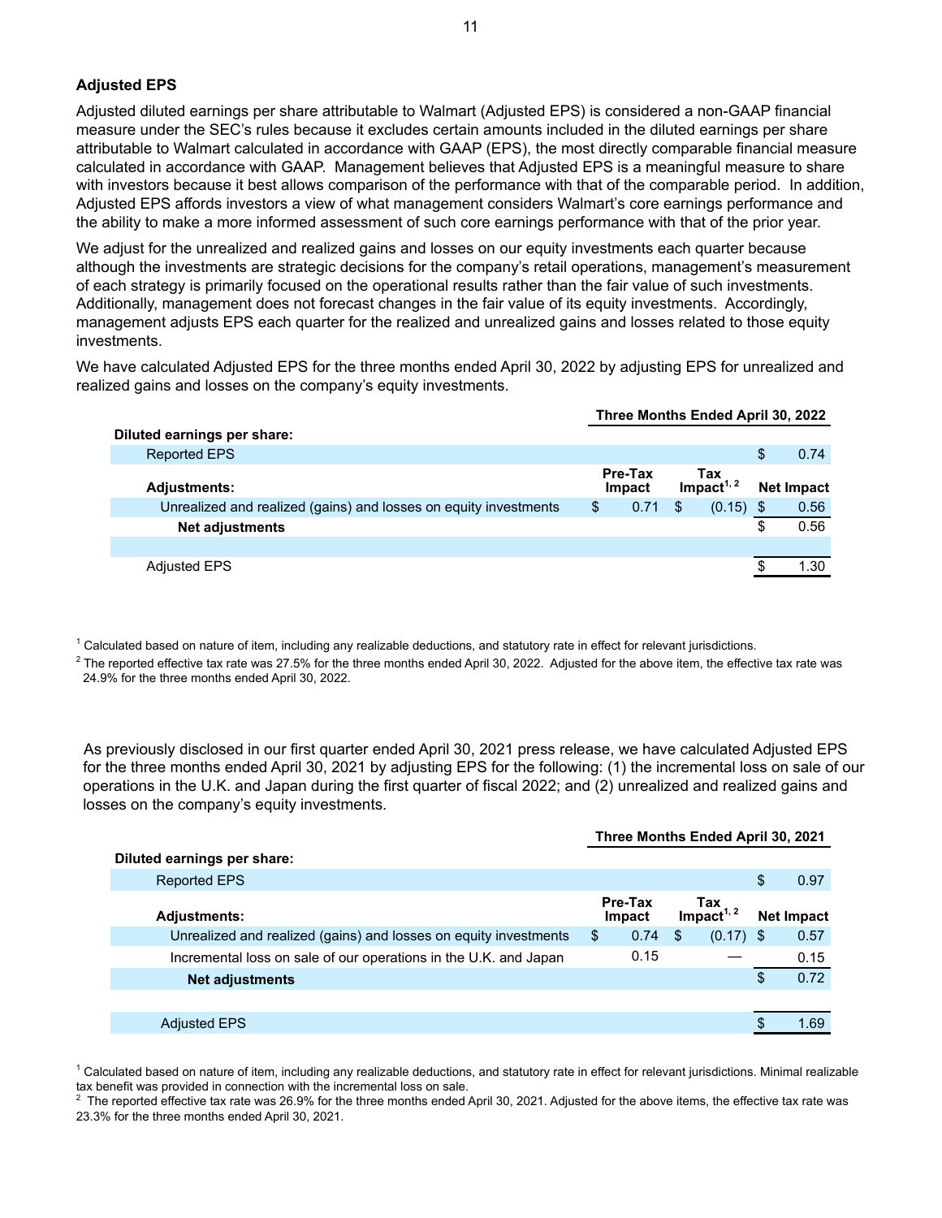### Adjusted EPS

Adjusted diluted earnings per share attributable to Walmart (Adjusted EPS) is considered a non-GAAP financial measure under the SEC's rules because it excludes certain amounts included in the diluted earnings per share attributable to Walmart calculated in accordance with GAAP (EPS), the most directly comparable financial measure calculated in accordance with GAAP. Management believes that Adjusted EPS is a meaningful measure to share with investors because it best allows comparison of the performance with that of the comparable period. In addition, Adjusted EPS affords investors a view of what management considers Walmart's core earnings performance and the ability to make a more informed assessment of such core earnings performance with that of the prior year.

We adjust for the unrealized and realized gains and losses on our equity investments each quarter because although the investments are strategic decisions for the company's retail operations, management's measurement of each strategy is primarily focused on the operational results rather than the fair value of such investments. Additionally, management does not forecast changes in the fair value of its equity investments. Accordingly, management adjusts EPS each quarter for the realized and unrealized gains and losses related to those equity investments.

We have calculated Adjusted EPS for the three months ended April 30, 2022 by adjusting EPS for unrealized and realized gains and losses on the company's equity investments.

| | Three Months Ended April 30, 2022 | | |
|---|---|---|---|
| **Diluted earnings per share:** | | | |
| Reported EPS | | | $ 0.74 |
| **Adjustments:** | **Pre-Tax Impact** | **Tax Impact[1, 2]** | **Net Impact** |
| Unrealized and realized (gains) and losses on equity investments | $ 0.71 | $ (0.15) | $ 0.56 |
| **Net adjustments** | | | $ 0.56 |
| | | | |
| Adjusted EPS | | | $ 1.30 |

[1] Calculated based on nature of item, including any realizable deductions, and statutory rate in effect for relevant jurisdictions.

[2] The reported effective tax rate was 27.5% for the three months ended April 30, 2022. Adjusted for the above item, the effective tax rate was 24.9% for the three months ended April 30, 2022.

As previously disclosed in our first quarter ended April 30, 2021 press release, we have calculated Adjusted EPS for the three months ended April 30, 2021 by adjusting EPS for the following: (1) the incremental loss on sale of our operations in the U.K. and Japan during the first quarter of fiscal 2022; and (2) unrealized and realized gains and losses on the company's equity investments.

| | Three Months Ended April 30, 2021 | | |
|---|---|---|---|
| **Diluted earnings per share:** | | | |
| Reported EPS | | | $ 0.97 |
| **Adjustments:** | **Pre-Tax Impact** | **Tax Impact[1, 2]** | **Net Impact** |
| Unrealized and realized (gains) and losses on equity investments | $ 0.74 | $ (0.17) | $ 0.57 |
| Incremental loss on sale of our operations in the U.K. and Japan | 0.15 | — | 0.15 |
| **Net adjustments** | | | $ 0.72 |
| | | | |
| Adjusted EPS | | | $ 1.69 |

[1] Calculated based on nature of item, including any realizable deductions, and statutory rate in effect for relevant jurisdictions. Minimal realizable tax benefit was provided in connection with the incremental loss on sale.

[2] The reported effective tax rate was 26.9% for the three months ended April 30, 2021. Adjusted for the above items, the effective tax rate was 23.3% for the three months ended April 30, 2021.